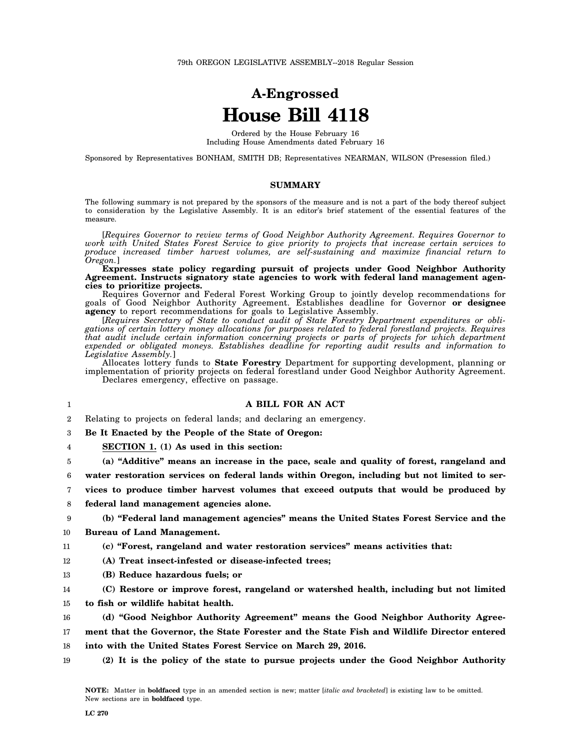79th OREGON LEGISLATIVE ASSEMBLY--2018 Regular Session

# A-Engrossed
# House Bill 4118

Ordered by the House February 16
Including House Amendments dated February 16

Sponsored by Representatives BONHAM, SMITH DB; Representatives NEARMAN, WILSON (Presession filed.)

## SUMMARY

The following summary is not prepared by the sponsors of the measure and is not a part of the body thereof subject to consideration by the Legislative Assembly. It is an editor's brief statement of the essential features of the measure.

[*Requires Governor to review terms of Good Neighbor Authority Agreement. Requires Governor to work with United States Forest Service to give priority to projects that increase certain services to produce increased timber harvest volumes, are self-sustaining and maximize financial return to Oregon.*]

**Expresses state policy regarding pursuit of projects under Good Neighbor Authority Agreement. Instructs signatory state agencies to work with federal land management agencies to prioritize projects.**

Requires Governor and Federal Forest Working Group to jointly develop recommendations for goals of Good Neighbor Authority Agreement. Establishes deadline for Governor **or designee agency** to report recommendations for goals to Legislative Assembly.

[*Requires Secretary of State to conduct audit of State Forestry Department expenditures or obligations of certain lottery money allocations for purposes related to federal forestland projects. Requires that audit include certain information concerning projects or parts of projects for which department expended or obligated moneys. Establishes deadline for reporting audit results and information to Legislative Assembly.*]

Allocates lottery funds to **State Forestry** Department for supporting development, planning or implementation of priority projects on federal forestland under Good Neighbor Authority Agreement.

Declares emergency, effective on passage.

1 **A BILL FOR AN ACT**

2 Relating to projects on federal lands; and declaring an emergency.

3 **Be It Enacted by the People of the State of Oregon:**

4 **SECTION 1. (1) As used in this section:**

5 **(a) "Additive" means an increase in the pace, scale and quality of forest, rangeland and**
6 **water restoration services on federal lands within Oregon, including but not limited to ser-**
7 **vices to produce timber harvest volumes that exceed outputs that would be produced by**
8 **federal land management agencies alone.**

9 **(b) "Federal land management agencies" means the United States Forest Service and the**
10 **Bureau of Land Management.**

11 **(c) "Forest, rangeland and water restoration services" means activities that:**

12 **(A) Treat insect-infested or disease-infected trees;**

13 **(B) Reduce hazardous fuels; or**

14 **(C) Restore or improve forest, rangeland or watershed health, including but not limited**
15 **to fish or wildlife habitat health.**

16 **(d) "Good Neighbor Authority Agreement" means the Good Neighbor Authority Agree-**
17 **ment that the Governor, the State Forester and the State Fish and Wildlife Director entered**
18 **into with the United States Forest Service on March 29, 2016.**

19 **(2) It is the policy of the state to pursue projects under the Good Neighbor Authority**

**NOTE:** Matter in **boldfaced** type in an amended section is new; matter [*italic and bracketed*] is existing law to be omitted. New sections are in **boldfaced** type.

LC 270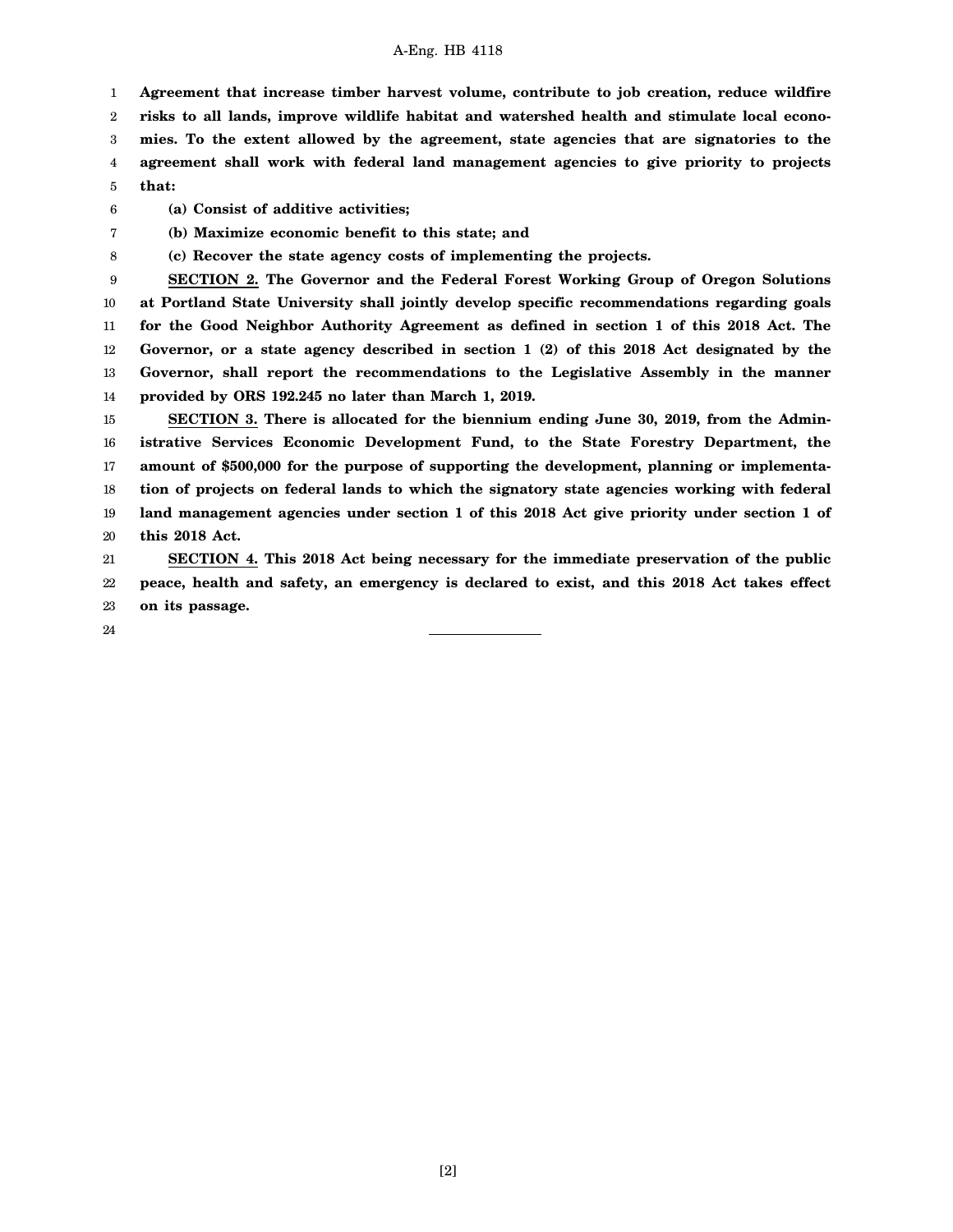**Agreement that increase timber harvest volume, contribute to job creation, reduce wildfire risks to all lands, improve wildlife habitat and watershed health and stimulate local economies. To the extent allowed by the agreement, state agencies that are signatories to the agreement shall work with federal land management agencies to give priority to projects that:**

**(a) Consist of additive activities;**

**(b) Maximize economic benefit to this state; and**

**(c) Recover the state agency costs of implementing the projects.**

**SECTION 2. The Governor and the Federal Forest Working Group of Oregon Solutions at Portland State University shall jointly develop specific recommendations regarding goals for the Good Neighbor Authority Agreement as defined in section 1 of this 2018 Act. The Governor, or a state agency described in section 1 (2) of this 2018 Act designated by the Governor, shall report the recommendations to the Legislative Assembly in the manner provided by ORS 192.245 no later than March 1, 2019.**

**SECTION 3. There is allocated for the biennium ending June 30, 2019, from the Administrative Services Economic Development Fund, to the State Forestry Department, the amount of $500,000 for the purpose of supporting the development, planning or implementation of projects on federal lands to which the signatory state agencies working with federal land management agencies under section 1 of this 2018 Act give priority under section 1 of this 2018 Act.**

**SECTION 4. This 2018 Act being necessary for the immediate preservation of the public peace, health and safety, an emergency is declared to exist, and this 2018 Act takes effect on its passage.**